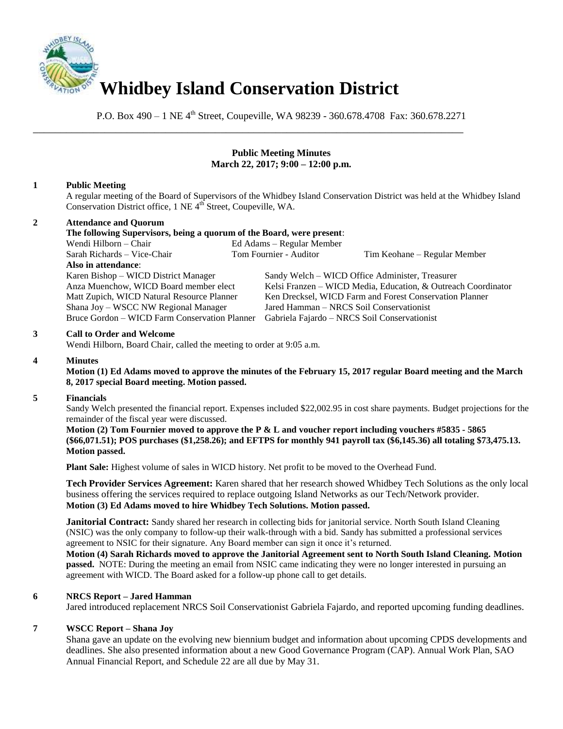# Whidbey Island Conservation District

P.O. Box 490 – 1 NE 4th Street, Coupeville, WA 98239 - 360.678.4708 Fax: 360.678.2271

---

## Public Meeting Minutes
**March 22, 2017; 9:00 – 12:00 p.m.**

**1 Public Meeting**

A regular meeting of the Board of Supervisors of the Whidbey Island Conservation District was held at the Whidbey Island Conservation District office, 1 NE 4th Street, Coupeville, WA.

**2 Attendance and Quorum**

**The following Supervisors, being a quorum of the Board, were present**:

Wendi Hilborn – Chair
Ed Adams – Regular Member
Sarah Richards – Vice-Chair
Tom Fournier - Auditor
Tim Keohane – Regular Member

**Also in attendance**:

Karen Bishop – WICD District Manager
Sandy Welch – WICD Office Administer, Treasurer
Anza Muenchow, WICD Board member elect
Kelsi Franzen – WICD Media, Education, & Outreach Coordinator
Matt Zupich, WICD Natural Resource Planner
Ken Drecksel, WICD Farm and Forest Conservation Planner
Shana Joy – WSCC NW Regional Manager
Jared Hamman – NRCS Soil Conservationist
Bruce Gordon – WICD Farm Conservation Planner
Gabriela Fajardo – NRCS Soil Conservationist

**3 Call to Order and Welcome**

Wendi Hilborn, Board Chair, called the meeting to order at 9:05 a.m.

**4 Minutes**

**Motion (1) Ed Adams moved to approve the minutes of the February 15, 2017 regular Board meeting and the March 8, 2017 special Board meeting. Motion passed.**

**5 Financials**

Sandy Welch presented the financial report. Expenses included $22,002.95 in cost share payments. Budget projections for the remainder of the fiscal year were discussed.

**Motion (2) Tom Fournier moved to approve the P & L and voucher report including vouchers #5835 - 5865 ($66,071.51); POS purchases ($1,258.26); and EFTPS for monthly 941 payroll tax ($6,145.36) all totaling $73,475.13. Motion passed.**

**Plant Sale:** Highest volume of sales in WICD history. Net profit to be moved to the Overhead Fund.

**Tech Provider Services Agreement:** Karen shared that her research showed Whidbey Tech Solutions as the only local business offering the services required to replace outgoing Island Networks as our Tech/Network provider.
**Motion (3) Ed Adams moved to hire Whidbey Tech Solutions. Motion passed.**

**Janitorial Contract:** Sandy shared her research in collecting bids for janitorial service. North South Island Cleaning (NSIC) was the only company to follow-up their walk-through with a bid. Sandy has submitted a professional services agreement to NSIC for their signature. Any Board member can sign it once it's returned.

**Motion (4) Sarah Richards moved to approve the Janitorial Agreement sent to North South Island Cleaning. Motion passed.** NOTE: During the meeting an email from NSIC came indicating they were no longer interested in pursuing an agreement with WICD. The Board asked for a follow-up phone call to get details.

**6 NRCS Report – Jared Hamman**

Jared introduced replacement NRCS Soil Conservationist Gabriela Fajardo, and reported upcoming funding deadlines.

**7 WSCC Report – Shana Joy**

Shana gave an update on the evolving new biennium budget and information about upcoming CPDS developments and deadlines. She also presented information about a new Good Governance Program (CAP). Annual Work Plan, SAO Annual Financial Report, and Schedule 22 are all due by May 31.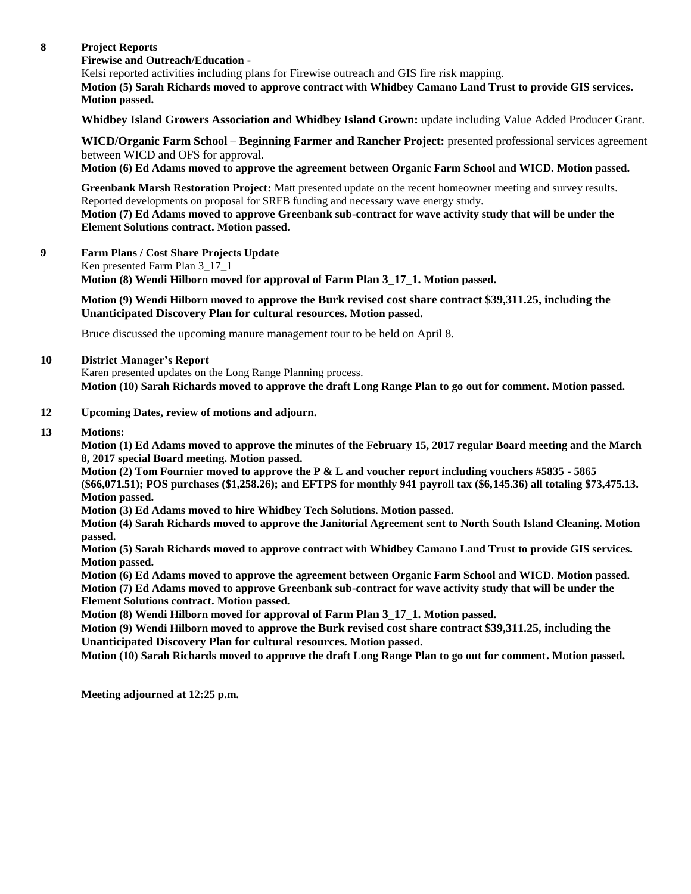**8 Project Reports**

**Firewise and Outreach/Education -**

Kelsi reported activities including plans for Firewise outreach and GIS fire risk mapping.

**Motion (5) Sarah Richards moved to approve contract with Whidbey Camano Land Trust to provide GIS services. Motion passed.**

**Whidbey Island Growers Association and Whidbey Island Grown:** update including Value Added Producer Grant.

**WICD/Organic Farm School – Beginning Farmer and Rancher Project:** presented professional services agreement between WICD and OFS for approval.

**Motion (6) Ed Adams moved to approve the agreement between Organic Farm School and WICD. Motion passed.**

**Greenbank Marsh Restoration Project:** Matt presented update on the recent homeowner meeting and survey results. Reported developments on proposal for SRFB funding and necessary wave energy study.

**Motion (7) Ed Adams moved to approve Greenbank sub-contract for wave activity study that will be under the Element Solutions contract. Motion passed.**

**9 Farm Plans / Cost Share Projects Update**

Ken presented Farm Plan 3_17_1

**Motion (8) Wendi Hilborn moved for approval of Farm Plan 3_17_1. Motion passed.**

**Motion (9) Wendi Hilborn moved to approve the Burk revised cost share contract $39,311.25, including the Unanticipated Discovery Plan for cultural resources. Motion passed.**

Bruce discussed the upcoming manure management tour to be held on April 8.

**10 District Manager's Report**

Karen presented updates on the Long Range Planning process.

**Motion (10) Sarah Richards moved to approve the draft Long Range Plan to go out for comment. Motion passed.**

**12 Upcoming Dates, review of motions and adjourn.**

**13 Motions:**

**Motion (1) Ed Adams moved to approve the minutes of the February 15, 2017 regular Board meeting and the March 8, 2017 special Board meeting. Motion passed.**

**Motion (2) Tom Fournier moved to approve the P & L and voucher report including vouchers #5835 - 5865 ($66,071.51); POS purchases ($1,258.26); and EFTPS for monthly 941 payroll tax ($6,145.36) all totaling $73,475.13. Motion passed.**

**Motion (3) Ed Adams moved to hire Whidbey Tech Solutions. Motion passed.**

**Motion (4) Sarah Richards moved to approve the Janitorial Agreement sent to North South Island Cleaning. Motion passed.**

**Motion (5) Sarah Richards moved to approve contract with Whidbey Camano Land Trust to provide GIS services. Motion passed.**

**Motion (6) Ed Adams moved to approve the agreement between Organic Farm School and WICD. Motion passed.**

**Motion (7) Ed Adams moved to approve Greenbank sub-contract for wave activity study that will be under the Element Solutions contract. Motion passed.**

**Motion (8) Wendi Hilborn moved for approval of Farm Plan 3_17_1. Motion passed.**

**Motion (9) Wendi Hilborn moved to approve the Burk revised cost share contract $39,311.25, including the Unanticipated Discovery Plan for cultural resources. Motion passed.**

**Motion (10) Sarah Richards moved to approve the draft Long Range Plan to go out for comment. Motion passed.**

**Meeting adjourned at 12:25 p.m.**